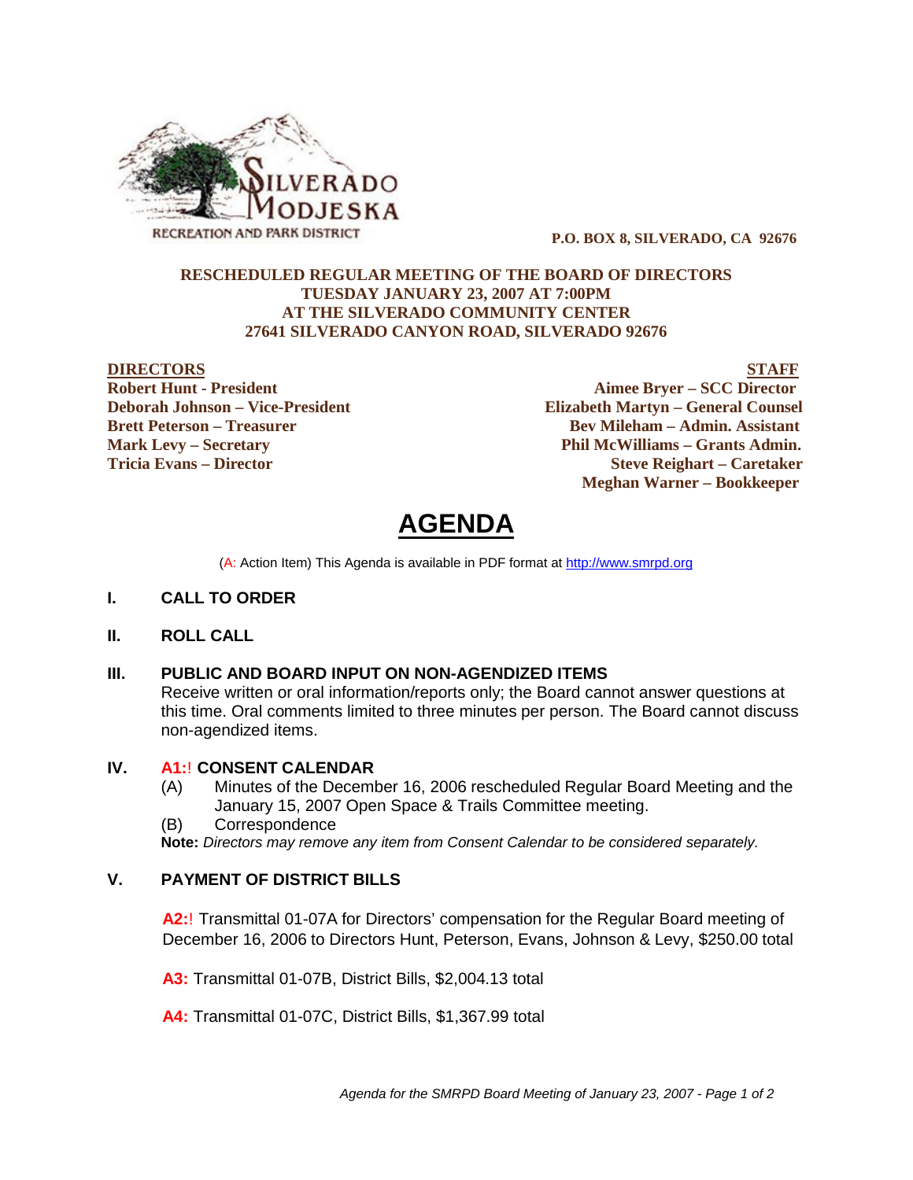SILVERADO MODJESKA

RECREATION AND PARK DISTRICT

**P.O. BOX 8, SILVERADO, CA 92676**

**RESCHEDULED REGULAR MEETING OF THE BOARD OF DIRECTORS**
**TUESDAY JANUARY 23, 2007 AT 7:00PM**
**AT THE SILVERADO COMMUNITY CENTER**
**27641 SILVERADO CANYON ROAD, SILVERADO 92676**

| **DIRECTORS** | **STAFF** |
|---|---|
| **Robert Hunt - President** | **Aimee Bryer – SCC Director** |
| **Deborah Johnson – Vice-President** | **Elizabeth Martyn – General Counsel** |
| **Brett Peterson – Treasurer** | **Bev Mileham – Admin. Assistant** |
| **Mark Levy – Secretary** | **Phil McWilliams – Grants Admin.** |
| **Tricia Evans – Director** | **Steve Reighart – Caretaker** |
| | **Meghan Warner – Bookkeeper** |

# AGENDA

(A: Action Item) This Agenda is available in PDF format at http://www.smrpd.org

## I. CALL TO ORDER

## II. ROLL CALL

## III. PUBLIC AND BOARD INPUT ON NON-AGENDIZED ITEMS

Receive written or oral information/reports only; the Board cannot answer questions at this time. Oral comments limited to three minutes per person. The Board cannot discuss non-agendized items.

## IV. A1:! CONSENT CALENDAR

(A) Minutes of the December 16, 2006 rescheduled Regular Board Meeting and the January 15, 2007 Open Space & Trails Committee meeting.

(B) Correspondence

**Note:** *Directors may remove any item from Consent Calendar to be considered separately.*

## V. PAYMENT OF DISTRICT BILLS

**A2:**! Transmittal 01-07A for Directors' compensation for the Regular Board meeting of December 16, 2006 to Directors Hunt, Peterson, Evans, Johnson & Levy, $250.00 total

**A3:** Transmittal 01-07B, District Bills, $2,004.13 total

**A4:** Transmittal 01-07C, District Bills, $1,367.99 total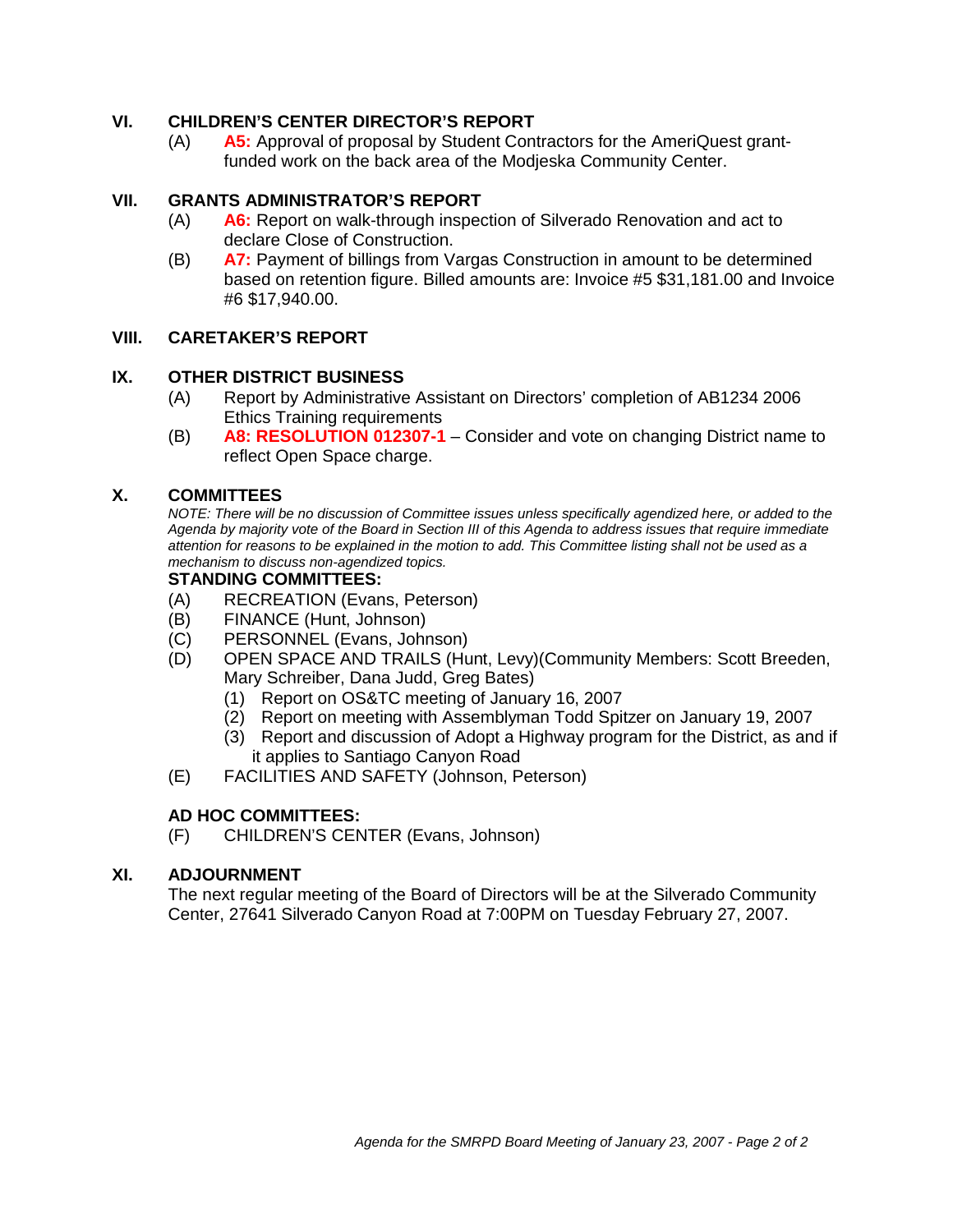## VI. CHILDREN'S CENTER DIRECTOR'S REPORT

(A) **A5:** Approval of proposal by Student Contractors for the AmeriQuest grant-funded work on the back area of the Modjeska Community Center.

## VII. GRANTS ADMINISTRATOR'S REPORT

(A) **A6:** Report on walk-through inspection of Silverado Renovation and act to declare Close of Construction.

(B) **A7:** Payment of billings from Vargas Construction in amount to be determined based on retention figure. Billed amounts are: Invoice #5 $31,181.00 and Invoice #6 $17,940.00.

## VIII. CARETAKER'S REPORT

## IX. OTHER DISTRICT BUSINESS

(A) Report by Administrative Assistant on Directors' completion of AB1234 2006 Ethics Training requirements

(B) **A8: RESOLUTION 012307-1** – Consider and vote on changing District name to reflect Open Space charge.

## X. COMMITTEES

*NOTE: There will be no discussion of Committee issues unless specifically agendized here, or added to the Agenda by majority vote of the Board in Section III of this Agenda to address issues that require immediate attention for reasons to be explained in the motion to add. This Committee listing shall not be used as a mechanism to discuss non-agendized topics.*

### STANDING COMMITTEES:

(A) RECREATION (Evans, Peterson)

(B) FINANCE (Hunt, Johnson)

(C) PERSONNEL (Evans, Johnson)

(D) OPEN SPACE AND TRAILS (Hunt, Levy)(Community Members: Scott Breeden, Mary Schreiber, Dana Judd, Greg Bates)

- (1) Report on OS&TC meeting of January 16, 2007
- (2) Report on meeting with Assemblyman Todd Spitzer on January 19, 2007
- (3) Report and discussion of Adopt a Highway program for the District, as and if it applies to Santiago Canyon Road

(E) FACILITIES AND SAFETY (Johnson, Peterson)

### AD HOC COMMITTEES:

(F) CHILDREN'S CENTER (Evans, Johnson)

## XI. ADJOURNMENT

The next regular meeting of the Board of Directors will be at the Silverado Community Center, 27641 Silverado Canyon Road at 7:00PM on Tuesday February 27, 2007.